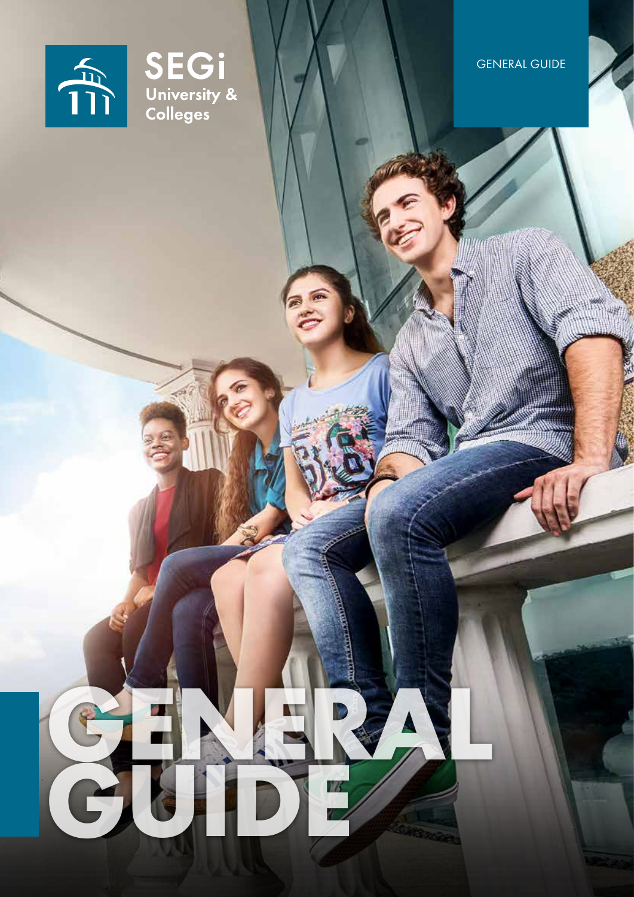SEGi University & Colleges

GENERAL GUIDE

# GENERAL GUIDE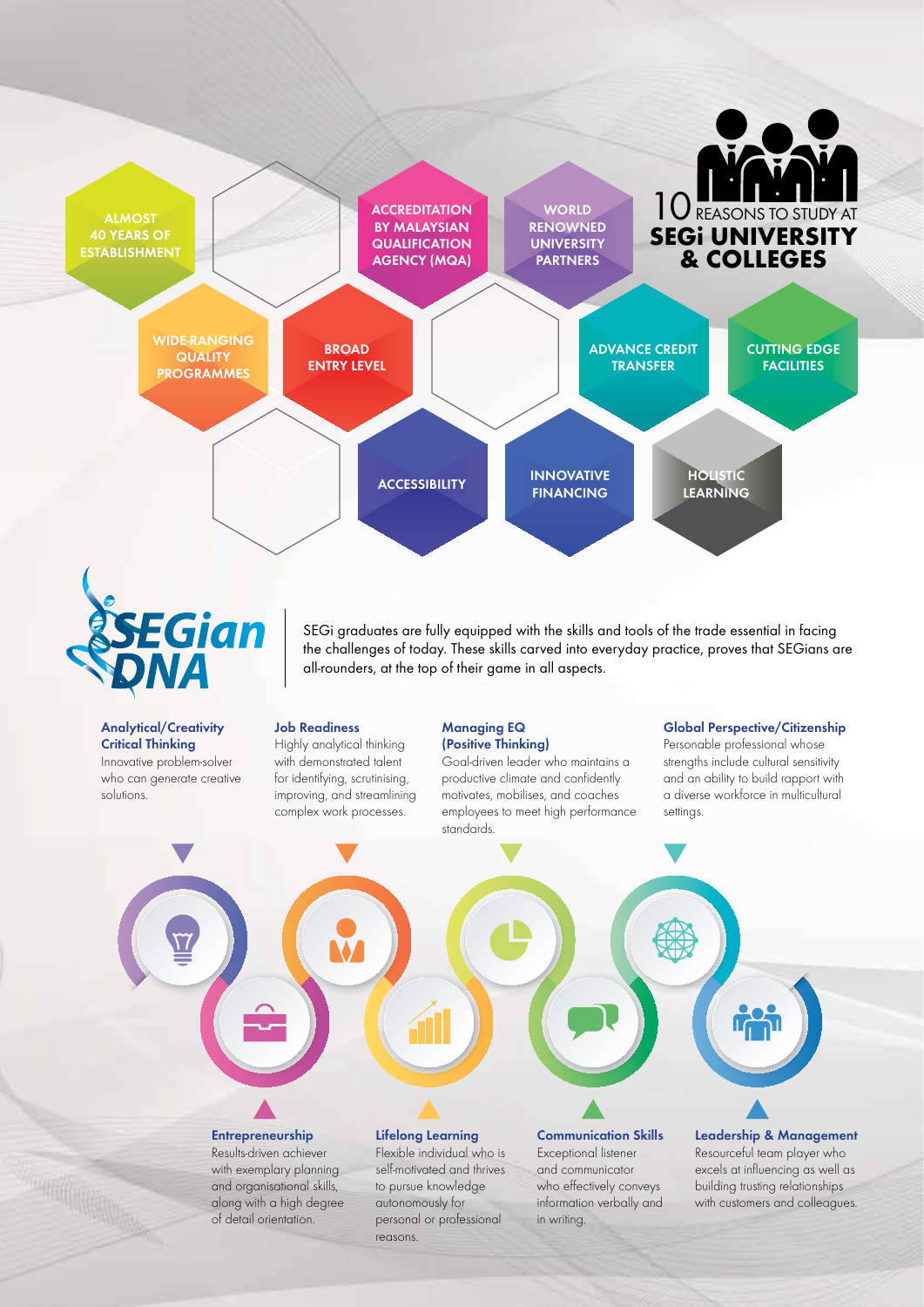# 10 REASONS TO STUDY AT SEGi UNIVERSITY & COLLEGES

- ALMOST 40 YEARS OF ESTABLISHMENT
- ACCREDITATION BY MALAYSIAN QUALIFICATION AGENCY (MQA)
- WORLD RENOWNED UNIVERSITY PARTNERS
- WIDE-RANGING QUALITY PROGRAMMES
- BROAD ENTRY LEVEL
- ADVANCE CREDIT TRANSFER
- CUTTING EDGE FACILITIES
- ACCESSIBILITY
- INNOVATIVE FINANCING
- HOLISTIC LEARNING

# SEGian DNA

SEGi graduates are fully equipped with the skills and tools of the trade essential in facing the challenges of today. These skills carved into everyday practice, proves that SEGians are all-rounders, at the top of their game in all aspects.

**Analytical/Creativity Critical Thinking**
Innovative problem-solver who can generate creative solutions.

**Job Readiness**
Highly analytical thinking with demonstrated talent for identifying, scrutinising, improving, and streamlining complex work processes.

**Managing EQ (Positive Thinking)**
Goal-driven leader who maintains a productive climate and confidently motivates, mobilises, and coaches employees to meet high performance standards.

**Global Perspective/Citizenship**
Personable professional whose strengths include cultural sensitivity and an ability to build rapport with a diverse workforce in multicultural settings.

**Entrepreneurship**
Results-driven achiever with exemplary planning and organisational skills, along with a high degree of detail orientation.

**Lifelong Learning**
Flexible individual who is self-motivated and thrives to pursue knowledge autonomously for personal or professional reasons.

**Communication Skills**
Exceptional listener and communicator who effectively conveys information verbally and in writing.

**Leadership & Management**
Resourceful team player who excels at influencing as well as building trusting relationships with customers and colleagues.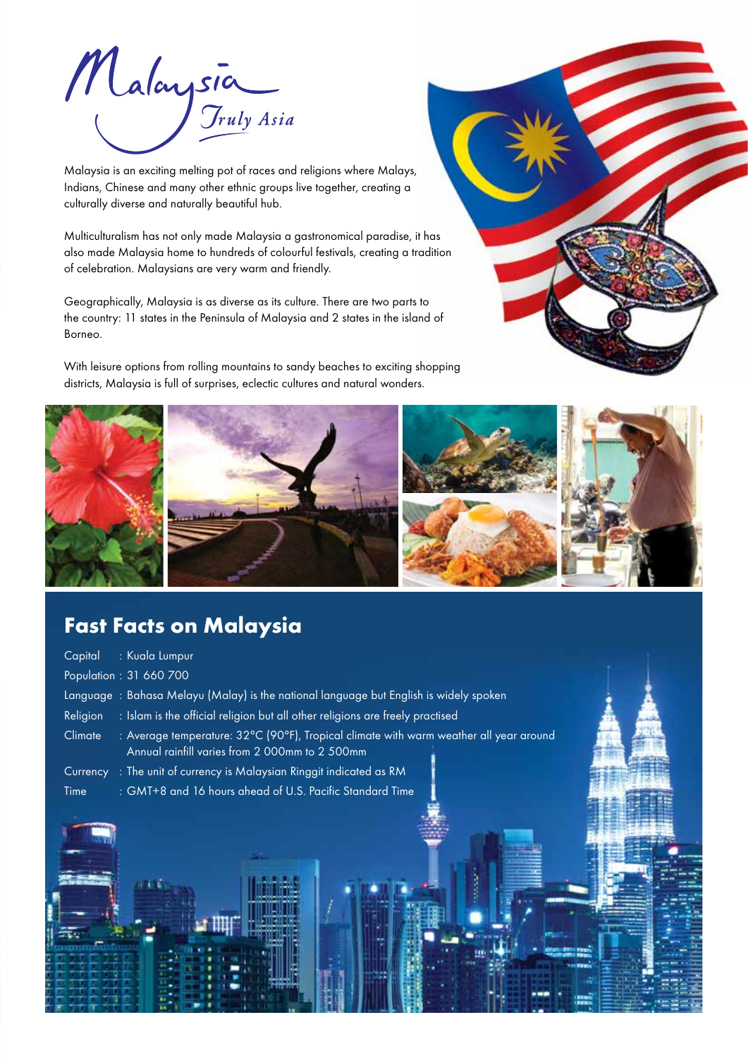# Malaysia Truly Asia

Malaysia is an exciting melting pot of races and religions where Malays, Indians, Chinese and many other ethnic groups live together, creating a culturally diverse and naturally beautiful hub.

Multiculturalism has not only made Malaysia a gastronomical paradise, it has also made Malaysia home to hundreds of colourful festivals, creating a tradition of celebration. Malaysians are very warm and friendly.

Geographically, Malaysia is as diverse as its culture. There are two parts to the country: 11 states in the Peninsula of Malaysia and 2 states in the island of Borneo.

With leisure options from rolling mountains to sandy beaches to exciting shopping districts, Malaysia is full of surprises, eclectic cultures and natural wonders.

## Fast Facts on Malaysia

- Capital : Kuala Lumpur
- Population : 31 660 700
- Language : Bahasa Melayu (Malay) is the national language but English is widely spoken
- Religion : Islam is the official religion but all other religions are freely practised
- Climate : Average temperature: 32°C (90°F), Tropical climate with warm weather all year around
  Annual rainfill varies from 2 000mm to 2 500mm
- Currency : The unit of currency is Malaysian Ringgit indicated as RM
- Time : GMT+8 and 16 hours ahead of U.S. Pacific Standard Time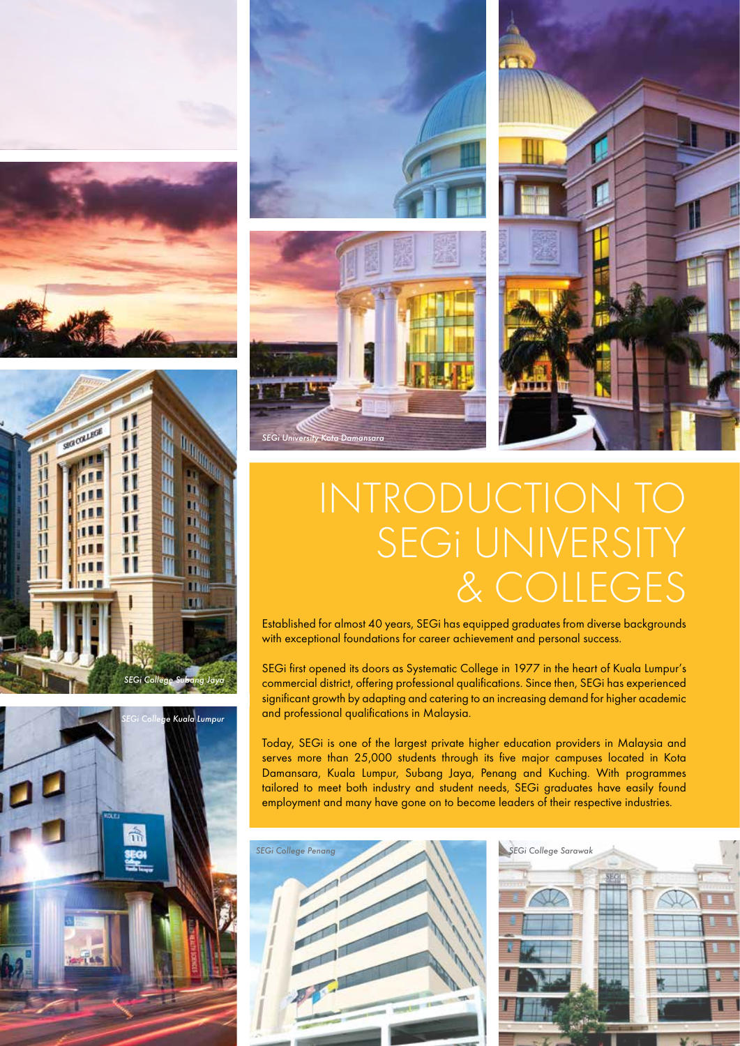SEGi University Kota Damansara

SEGi College Subang Jaya

SEGi College Kuala Lumpur

# INTRODUCTION TO SEGi UNIVERSITY & COLLEGES

Established for almost 40 years, SEGi has equipped graduates from diverse backgrounds with exceptional foundations for career achievement and personal success.

SEGi first opened its doors as Systematic College in 1977 in the heart of Kuala Lumpur's commercial district, offering professional qualifications. Since then, SEGi has experienced significant growth by adapting and catering to an increasing demand for higher academic and professional qualifications in Malaysia.

Today, SEGi is one of the largest private higher education providers in Malaysia and serves more than 25,000 students through its five major campuses located in Kota Damansara, Kuala Lumpur, Subang Jaya, Penang and Kuching. With programmes tailored to meet both industry and student needs, SEGi graduates have easily found employment and many have gone on to become leaders of their respective industries.

SEGi College Penang

SEGi College Sarawak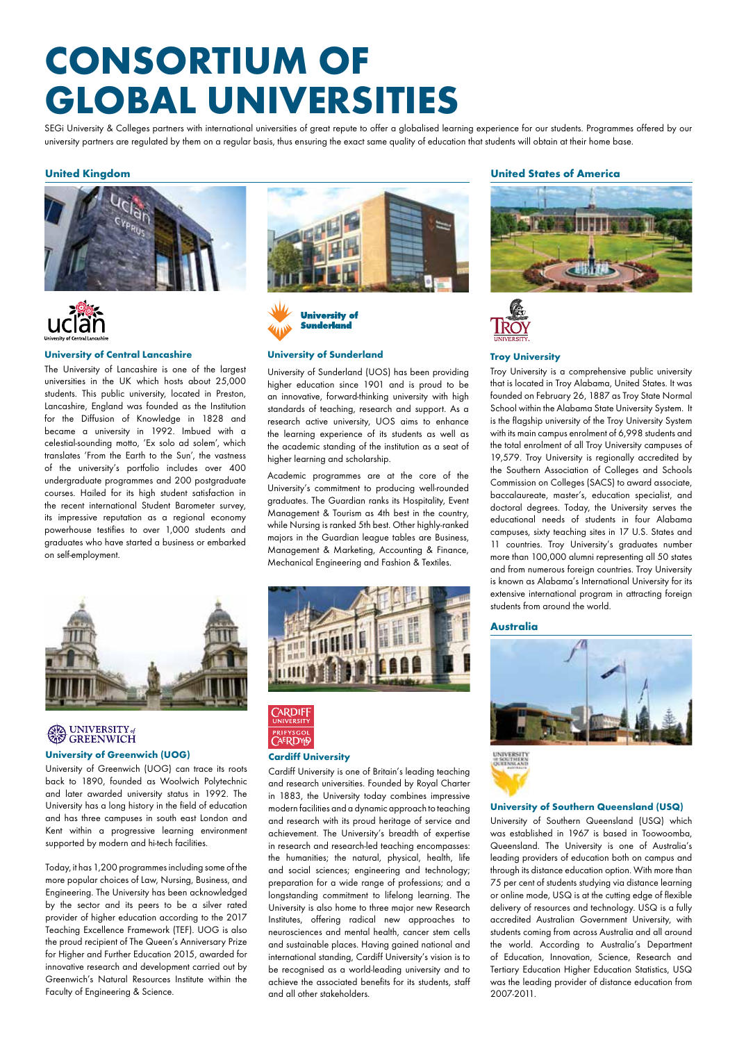# CONSORTIUM OF GLOBAL UNIVERSITIES

SEGi University & Colleges partners with international universities of great repute to offer a globalised learning experience for our students. Programmes offered by our university partners are regulated by them on a regular basis, thus ensuring the exact same quality of education that students will obtain at their home base.

## United Kingdom

### University of Central Lancashire

The University of Lancashire is one of the largest universities in the UK which hosts about 25,000 students. This public university, located in Preston, Lancashire, England was founded as the Institution for the Diffusion of Knowledge in 1828 and became a university in 1992. Imbued with a celestial-sounding motto, 'Ex solo ad solem', which translates 'From the Earth to the Sun', the vastness of the university's portfolio includes over 400 undergraduate programmes and 200 postgraduate courses. Hailed for its high student satisfaction in the recent international Student Barometer survey, its impressive reputation as a regional economy powerhouse testifies to over 1,000 students and graduates who have started a business or embarked on self-employment.

### University of Sunderland

University of Sunderland (UOS) has been providing higher education since 1901 and is proud to be an innovative, forward-thinking university with high standards of teaching, research and support. As a research active university, UOS aims to enhance the learning experience of its students as well as the academic standing of the institution as a seat of higher learning and scholarship.

Academic programmes are at the core of the University's commitment to producing well-rounded graduates. The Guardian ranks its Hospitality, Event Management & Tourism as 4th best in the country, while Nursing is ranked 5th best. Other highly-ranked majors in the Guardian league tables are Business, Management & Marketing, Accounting & Finance, Mechanical Engineering and Fashion & Textiles.

### University of Greenwich (UOG)

University of Greenwich (UOG) can trace its roots back to 1890, founded as Woolwich Polytechnic and later awarded university status in 1992. The University has a long history in the field of education and has three campuses in south east London and Kent within a progressive learning environment supported by modern and hi-tech facilities.

Today, it has 1,200 programmes including some of the more popular choices of Law, Nursing, Business, and Engineering. The University has been acknowledged by the sector and its peers to be a silver rated provider of higher education according to the 2017 Teaching Excellence Framework (TEF). UOG is also the proud recipient of The Queen's Anniversary Prize for Higher and Further Education 2015, awarded for innovative research and development carried out by Greenwich's Natural Resources Institute within the Faculty of Engineering & Science.

### Cardiff University

Cardiff University is one of Britain's leading teaching and research universities. Founded by Royal Charter in 1883, the University today combines impressive modern facilities and a dynamic approach to teaching and research with its proud heritage of service and achievement. The University's breadth of expertise in research and research-led teaching encompasses: the humanities; the natural, physical, health, life and social sciences; engineering and technology; preparation for a wide range of professions; and a longstanding commitment to lifelong learning. The University is also home to three major new Research Institutes, offering radical new approaches to neurosciences and mental health, cancer stem cells and sustainable places. Having gained national and international standing, Cardiff University's vision is to be recognised as a world-leading university and to achieve the associated benefits for its students, staff and all other stakeholders.

## United States of America

### Troy University

Troy University is a comprehensive public university that is located in Troy Alabama, United States. It was founded on February 26, 1887 as Troy State Normal School within the Alabama State University System. It is the flagship university of the Troy University System with its main campus enrolment of 6,998 students and the total enrolment of all Troy University campuses of 19,579. Troy University is regionally accredited by the Southern Association of Colleges and Schools Commission on Colleges (SACS) to award associate, baccalaureate, master's, education specialist, and doctoral degrees. Today, the University serves the educational needs of students in four Alabama campuses, sixty teaching sites in 17 U.S. States and 11 countries. Troy University's graduates number more than 100,000 alumni representing all 50 states and from numerous foreign countries. Troy University is known as Alabama's International University for its extensive international program in attracting foreign students from around the world.

## Australia

### University of Southern Queensland (USQ)

University of Southern Queensland (USQ) which was established in 1967 is based in Toowoomba, Queensland. The University is one of Australia's leading providers of education both on campus and through its distance education option. With more than 75 per cent of students studying via distance learning or online mode, USQ is at the cutting edge of flexible delivery of resources and technology. USQ is a fully accredited Australian Government University, with students coming from across Australia and all around the world. According to Australia's Department of Education, Innovation, Science, Research and Tertiary Education Higher Education Statistics, USQ was the leading provider of distance education from 2007-2011.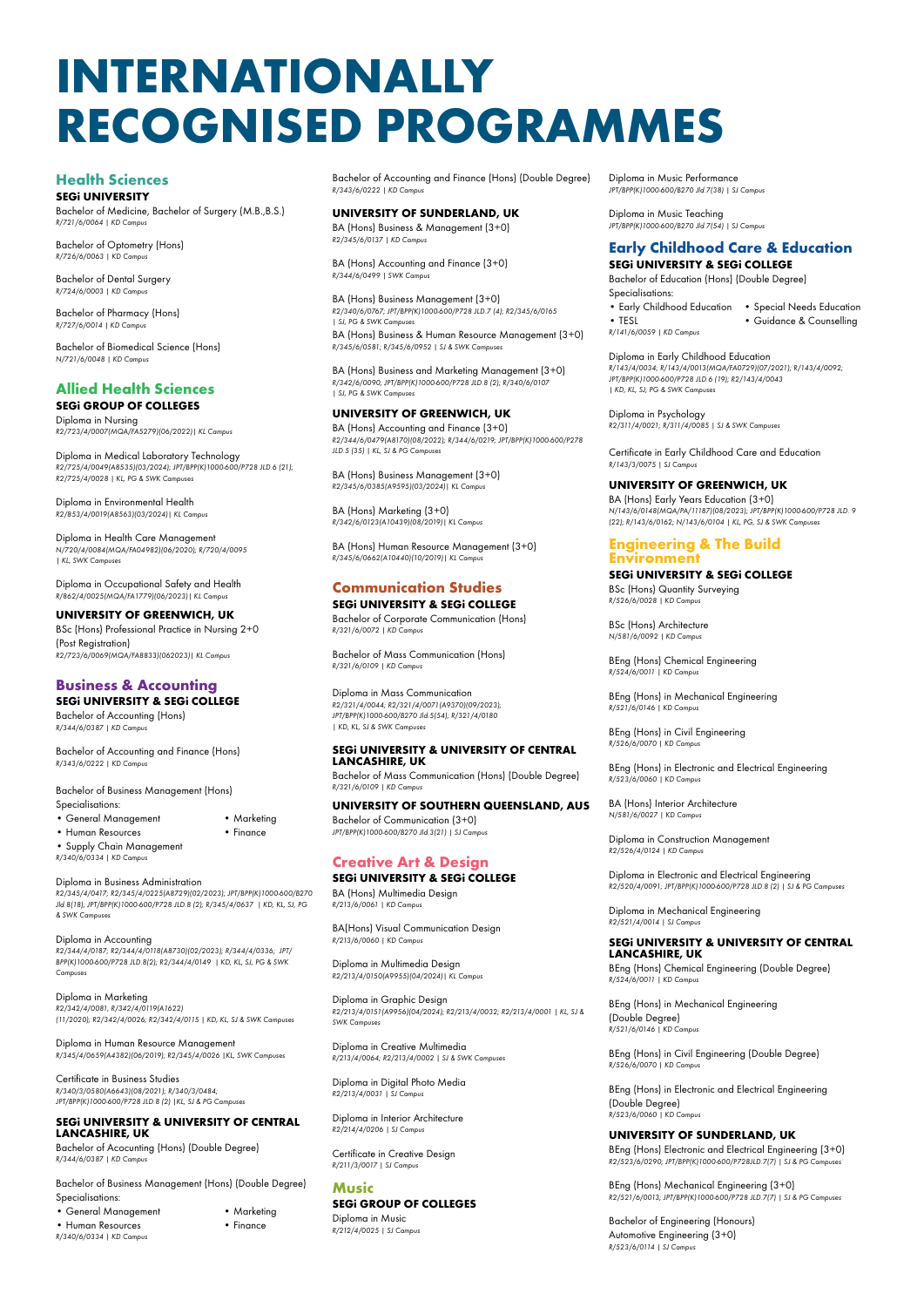# INTERNATIONALLY RECOGNISED PROGRAMMES

## Health Sciences

### SEGi UNIVERSITY

Bachelor of Medicine, Bachelor of Surgery (M.B.,B.S.)
*R/721/6/0064 | KD Campus*

Bachelor of Optometry (Hons)
*R/726/6/0063 | KD Campus*

Bachelor of Dental Surgery
*R/724/6/0003 | KD Campus*

Bachelor of Pharmacy (Hons)
*R/727/6/0014 | KD Campus*

Bachelor of Biomedical Science (Hons)
*N/721/6/0048 | KD Campus*

## Allied Health Sciences

### SEGi GROUP OF COLLEGES

Diploma in Nursing
*R2/723/4/0007(MQA/FA5279)(06/2022)| KL Campus*

Diploma in Medical Laboratory Technology
*R2/725/4/0049(A8535)(03/2024); JPT/BPP(K)1000-600/P728 JLD.6 (21); R2/725/4/0028 | KL, PG & SWK Campuses*

Diploma in Environmental Health
*R2/853/4/0019(A8563)(03/2024)| KL Campus*

Diploma in Health Care Management
*N/720/4/0084(MQA/FA04982)(06/2020); R/720/4/0095 | KL, SWK Campuses*

Diploma in Occupational Safety and Health
*R/862/4/0025(MQA/FA1779)(06/2023)| KL Campus*

### UNIVERSITY OF GREENWICH, UK

BSc (Hons) Professional Practice in Nursing 2+0 (Post Registration)
*R2/723/6/0069(MQA/FA8833)(062023)| KL Campus*

## Business & Accounting

### SEGi UNIVERSITY & SEGi COLLEGE

Bachelor of Accounting (Hons)
*R/344/6/0387 | KD Campus*

Bachelor of Accounting and Finance (Hons)
*R/343/6/0222 | KD Campus*

Bachelor of Business Management (Hons)
Specialisations:
- General Management
- Human Resources
- Supply Chain Management
- Marketing
- Finance

*R/340/6/0334 | KD Campus*

Diploma in Business Administration
*R2/345/4/0417; R2/345/4/0225(A8729)(02/2023); JPT/BPP(K)1000-600/B270 Jld.8(18); JPT/BPP(K)1000-600/P728 JLD.8 (2); R/345/4/0637 | KD, KL, SJ, PG & SWK Campuses*

Diploma in Accounting
*R2/344/4/0187; R2/344/4/0118(A8730)(02/2023); R/344/4/0336; JPT/BPP(K)1000-600/P728 JLD.8(2); R2/344/4/0149 | KD, KL, SJ, PG & SWK Campuses*

Diploma in Marketing
*R2/342/4/0081, R/342/4/0119(A1622)(11/2020); R2/342/4/0026; R2/342/4/0115 | KD, KL, SJ & SWK Campuses*

Diploma in Human Resource Management
*R/345/4/0659(A4382)(06/2019); R2/345/4/0026 |KL, SWK Campuses*

Certificate in Business Studies
*R/340/3/0580(A6643)(08/2021); R/340/3/0484; JPT/BPP(K)1000-600/P728 JLD.8 (2) |KL, SJ & PG Campuses*

### SEGi UNIVERSITY & UNIVERSITY OF CENTRAL LANCASHIRE, UK

Bachelor of Accounting (Hons) (Double Degree)
*R/344/6/0387 | KD Campus*

Bachelor of Business Management (Hons) (Double Degree)
Specialisations:
- General Management
- Human Resources
- Marketing
- Finance

*R/340/6/0334 | KD Campus*

Bachelor of Accounting and Finance (Hons) (Double Degree)
*R/343/6/0222 | KD Campus*

### UNIVERSITY OF SUNDERLAND, UK

BA (Hons) Business & Management (3+0)
*R2/345/6/0137 | KD Campus*

BA (Hons) Accounting and Finance (3+0)
*R/344/6/0499 | SWK Campus*

BA (Hons) Business Management (3+0)
*R2/340/6/0767; JPT/BPP(K)1000-600/P728 JLD.7 (4); R2/345/6/0165 | SJ, PG & SWK Campuses*

BA (Hons) Business & Human Resource Management (3+0)
*R/345/6/0581; R/345/6/0952 | SJ & SWK Campuses*

BA (Hons) Business and Marketing Management (3+0)
*R/342/6/0090; JPT/BPP(K)1000-600/P728 JLD.8 (2); R/340/6/0107 | SJ, PG & SWK Campuses*

### UNIVERSITY OF GREENWICH, UK

BA (Hons) Accounting and Finance (3+0)
*R2/344/6/0479(A8170)(08/2022); R/344/6/0219; JPT/BPP(K)1000-600/P278 JLD.5 (35) | KL, SJ & PG Campuses*

BA (Hons) Business Management (3+0)
*R2/345/6/0385(A9595)(03/2024)| KL Campus*

BA (Hons) Marketing (3+0)
*R/342/6/0123(A10439)(08/2019)| KL Campus*

BA (Hons) Human Resource Management (3+0)
*R/345/6/0662(A10440)(10/2019)| KL Campus*

## Communication Studies

### SEGi UNIVERSITY & SEGi COLLEGE

Bachelor of Corporate Communication (Hons)
*R/321/6/0072 | KD Campus*

Bachelor of Mass Communication (Hons)
*R/321/6/0109 | KD Campus*

Diploma in Mass Communication
*R2/321/4/0044; R2/321/4/0071(A9370)(09/2023); JPT/BPP(K)1000-600/B270 Jld.5(54); R/321/4/0180 | KD, KL, SJ & SWK Campuses*

### SEGi UNIVERSITY & UNIVERSITY OF CENTRAL LANCASHIRE, UK

Bachelor of Mass Communication (Hons) (Double Degree)
*R/321/6/0109 | KD Campus*

### UNIVERSITY OF SOUTHERN QUEENSLAND, AUS

Bachelor of Communication (3+0)
*JPT/BPP(K)1000-600/B270 Jld.3(21) | SJ Campus*

## Creative Art & Design

### SEGi UNIVERSITY & SEGi COLLEGE

BA (Hons) Multimedia Design
*R/213/6/0061 | KD Campus*

BA(Hons) Visual Communication Design
*R/213/6/0060 | KD Campus*

Diploma in Multimedia Design
*R2/213/4/0150(A9955)(04/2024)| KL Campus*

Diploma in Graphic Design
*R2/213/4/0151(A9956)(04/2024); R2/213/4/0032; R2/213/4/0001 | KL, SJ & SWK Campuses*

Diploma in Creative Multimedia
*R/213/4/0064; R2/213/4/0002 | SJ & SWK Campuses*

Diploma in Digital Photo Media
*R2/213/4/0031 | SJ Campus*

Diploma in Interior Architecture
*R2/214/4/0206 | SJ Campus*

Certificate in Creative Design
*R/211/3/0017 | SJ Campus*

## Music

### SEGi GROUP OF COLLEGES

Diploma in Music
*R/212/4/0025 | SJ Campus*

Diploma in Music Performance
*JPT/BPP(K)1000-600/B270 Jld.7(38) | SJ Campus*

Diploma in Music Teaching
*JPT/BPP(K)1000-600/B270 Jld.7(54) | SJ Campus*

## Early Childhood Care & Education

### SEGi UNIVERSITY & SEGi COLLEGE

Bachelor of Education (Hons) (Double Degree)
Specialisations:
- Early Childhood Education
- TESL
- Special Needs Education
- Guidance & Counselling

*R/141/6/0059 | KD Campus*

Diploma in Early Childhood Education
*R/143/4/0034; R/143/4/0013(MQA/FA0729)(07/2021); R/143/4/0092; JPT/BPP(K)1000-600/P728 JLD.6 (19); R2/143/4/0043 | KD, KL, SJ, PG & SWK Campuses*

Diploma in Psychology
*R2/311/4/0021; R/311/4/0085 | SJ & SWK Campuses*

Certificate in Early Childhood Care and Education
*R/143/3/0075 | SJ Campus*

### UNIVERSITY OF GREENWICH, UK

BA (Hons) Early Years Education (3+0)
*N/143/6/0148(MQA/PA/11187)(08/2023); JPT/BPP(K)1000-600/P728 JLD. 9 (22); R/143/6/0162; N/143/6/0104 | KL, PG, SJ & SWK Campuses*

## Engineering & The Build Environment

### SEGi UNIVERSITY & SEGi COLLEGE

BSc (Hons) Quantity Surveying
*R/526/6/0028 | KD Campus*

BSc (Hons) Architecture
*N/581/6/0092 | KD Campus*

BEng (Hons) Chemical Engineering
*R/524/6/0011 | KD Campus*

BEng (Hons) in Mechanical Engineering
*R/521/6/0146 | KD Campus*

BEng (Hons) in Civil Engineering
*R/526/6/0070 | KD Campus*

BEng (Hons) in Electronic and Electrical Engineering
*R/523/6/0060 | KD Campus*

BA (Hons) Interior Architecture
*N/581/6/0027 | KD Campus*

Diploma in Construction Management
*R2/526/4/0124 | KD Campus*

Diploma in Electronic and Electrical Engineering
*R2/520/4/0091; JPT/BPP(K)1000-600/P728 JLD.8 (2) | SJ & PG Campuses*

Diploma in Mechanical Engineering
*R2/521/4/0014 | SJ Campus*

### SEGi UNIVERSITY & UNIVERSITY OF CENTRAL LANCASHIRE, UK

BEng (Hons) Chemical Engineering (Double Degree)
*R/524/6/0011 | KD Campus*

BEng (Hons) in Mechanical Engineering (Double Degree)
*R/521/6/0146 | KD Campus*

BEng (Hons) in Civil Engineering (Double Degree)
*R/526/6/0070 | KD Campus*

BEng (Hons) in Electronic and Electrical Engineering (Double Degree)
*R/523/6/0060 | KD Campus*

### UNIVERSITY OF SUNDERLAND, UK

BEng (Hons) Electronic and Electrical Engineering (3+0)
*R2/523/6/0290; JPT/BPP(K)1000-600/P728JLD.7(7) | SJ & PG Campuses*

BEng (Hons) Mechanical Engineering (3+0)
*R2/521/6/0013; JPT/BPP(K)1000-600/P728 JLD.7(7) | SJ & PG Campuses*

Bachelor of Engineering (Honours) Automotive Engineering (3+0)
*R/523/6/0114 | SJ Campus*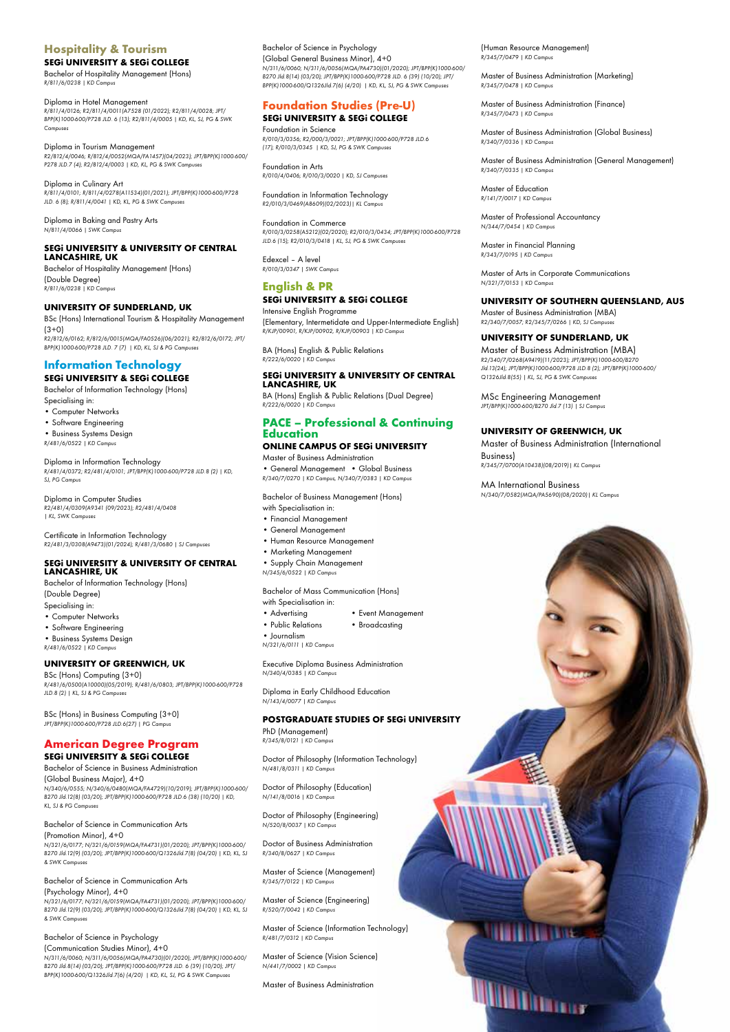## Hospitality & Tourism

### SEGi UNIVERSITY & SEGi COLLEGE

Bachelor of Hospitality Management (Hons)
*R/811/6/0238 | KD Campus*

Diploma in Hotel Management
*R/811/4/0126; R2/811/4/0011(A7528 (01/2022); R2/811/4/0028; JPT/BPP(K)1000-600/P728 JLD. 6 (13); R2/811/4/0005 | KD, KL, SJ, PG & SWK Campuses*

Diploma in Tourism Management
*R2/812/4/0046; R/812/4/0052(MQA/FA1457)(04/2023); JPT/BPP(K)1000-600/P278 JLD.7 (4); R2/812/4/0003 | KD, KL, PG & SWK Campuses*

Diploma in Culinary Art
*R/811/4/0101; R/811/4/0278(A11534)(01/2021); JPT/BPP(K)1000-600/P728 JLD. 6 (8); R/811/4/0041 | KD, KL, PG & SWK Campuses*

Diploma in Baking and Pastry Arts
*N/811/4/0066 | SWK Campus*

### SEGi UNIVERSITY & UNIVERSITY OF CENTRAL LANCASHIRE, UK

Bachelor of Hospitality Management (Hons) (Double Degree)
*R/811/6/0238 | KD Campus*

### UNIVERSITY OF SUNDERLAND, UK

BSc (Hons) International Tourism & Hospitality Management (3+0)
*R2/812/6/0162; R/812/6/0015(MQA/FA0526)(06/2021); R2/812/6/0172; JPT/BPP(K)1000-600/P728 JLD. 7 (7) | KD, KL, SJ & PG Campuses*

## Information Technology

### SEGi UNIVERSITY & SEGi COLLEGE

Bachelor of Information Technology (Hons)
Specialising in:

- Computer Networks
- Software Engineering
- Business Systems Design

*R/481/6/0522 | KD Campus*

Diploma in Information Technology
*R/481/4/0372; R2/481/4/0101; JPT/BPP(K)1000-600/P728 JLD.8 (2) | KD, SJ, PG Campuses*

Diploma in Computer Studies
*R2/481/4/0309(A9341 (09/2023); R2/481/4/0408 | KL, SWK Campuses*

Certificate in Information Technology
*R2/481/3/0308(A9473)(01/2024); R/481/3/0680 | SJ Campuses*

### SEGi UNIVERSITY & UNIVERSITY OF CENTRAL LANCASHIRE, UK

Bachelor of Information Technology (Hons) (Double Degree)
Specialising in:

- Computer Networks
- Software Engineering
- Business Systems Design

*R/481/6/0522 | KD Campus*

### UNIVERSITY OF GREENWICH, UK

BSc (Hons) Computing (3+0)
*R/481/6/0500(A10000)(05/2019); R/481/6/0803; JPT/BPP(K)1000-600/P728 JLD.8 (2) | KL, SJ & PG Campuses*

BSc (Hons) in Business Computing (3+0)
*JPT/BPP(K)1000-600/P728 JLD.6(27) | PG Campus*

## American Degree Program

### SEGi UNIVERSITY & SEGi COLLEGE

Bachelor of Science in Business Administration (Global Business Major), 4+0
*N/340/6/0555; N/340/6/0480(MQA/FA4729)(10/2019); JPT/BPP(K)1000-600/B270 Jld.12(8) (03/20); JPT/BPP(K)1000-600/P728 JLD.6 (38) (10/20) | KD, KL, SJ & PG Campuses*

Bachelor of Science in Communication Arts (Promotion Minor), 4+0
*N/321/6/0177; N/321/6/0159(MQA/FA4731)(01/2020); JPT/BPP(K)1000-600/B270 Jld.12(9) (03/20); JPT/BPP(K)1000-600/Q1326Jld.7(8) (04/20) | KD, KL, SJ & SWK Campuses*

Bachelor of Science in Communication Arts (Psychology Minor), 4+0
*N/321/6/0177; N/321/6/0159(MQA/FA4731)(01/2020); JPT/BPP(K)1000-600/B270 Jld.12(9) (03/20); JPT/BPP(K)1000-600/Q1326Jld.7(8) (04/20) | KD, KL, SJ & SWK Campuses*

Bachelor of Science in Psychology (Communication Studies Minor), 4+0
*N/311/6/0060; N/311/6/0056(MQA/PA4730)(01/2020); JPT/BPP(K)1000-600/B270 Jld.8(14) (03/20); JPT/BPP(K)1000-600/P728 JLD. 6 (39) (10/20); JPT/BPP(K)1000-600/Q1326Jld.7(6) (4/20) | KD, KL, SJ, PG & SWK Campuses*

Bachelor of Science in Psychology (Global General Business Minor), 4+0
*N/311/6/0060; N/311/6/0056(MQA/PA4730)(01/2020); JPT/BPP(K)1000-600/B270 Jld.8(14) (03/20); JPT/BPP(K)1000-600/P728 JLD. 6 (39) (10/20); JPT/BPP(K)1000-600/Q1326Jld.7(6) (4/20) | KD, KL, SJ, PG & SWK Campuses*

## Foundation Studies (Pre-U)

### SEGi UNIVERSITY & SEGi COLLEGE

Foundation in Science
*R/010/3/0356; R2/000/3/0021; JPT/BPP(K)1000-600/P728 JLD.6 (17); R/010/3/0345 | KD, SJ, PG & SWK Campuses*

Foundation in Arts
*R/010/4/0406; R/010/3/0020 | KD, SJ Campuses*

Foundation in Information Technology
*R2/010/3/0469(A8609)(02/2023)| KL Campus*

Foundation in Commerce
*R/010/3/0258(A5212)(02/2020); R2/010/3/0434; JPT/BPP(K)1000-600/P728 JLD.6 (15); R2/010/3/0418 | KL, SJ, PG & SWK Campuses*

Edexcel – A level
*R/010/3/0347 | SWK Campus*

## English & PR

### SEGi UNIVERSITY & SEGi COLLEGE

Intensive English Programme (Elementary, Intermetidate and Upper-Intermediate English)
*R/KJP/00901, R/KJP/00902, R/KJP/00903 | KD Campus*

BA (Hons) English & Public Relations
*R/222/6/0020 | KD Campus*

### SEGi UNIVERSITY & UNIVERSITY OF CENTRAL LANCASHIRE, UK

BA (Hons) English & Public Relations (Dual Degree)
*R/222/6/0020 | KD Campus*

## PACE – Professional & Continuing Education

### ONLINE CAMPUS OF SEGi UNIVERSITY

Master of Business Administration

- General Management
- Global Business

*R/340/7/0270 | KD Campus, N/340/7/0383 | KD Campus*

Bachelor of Business Management (Hons) with Specialisation in:

- Financial Management
- General Management
- Human Resource Management
- Marketing Management
- Supply Chain Management

*N/345/6/0522 | KD Campus*

Bachelor of Mass Communication (Hons) with Specialisation in:

- Advertising
- Event Management
- Public Relations
- Broadcasting
- Journalism

*N/321/6/0111 | KD Campus*

Executive Diploma Business Administration
*N/340/4/0385 | KD Campus*

Diploma in Early Childhood Education
*N/143/4/0077 | KD Campus*

### POSTGRADUATE STUDIES OF SEGi UNIVERSITY

PhD (Management)
*R/345/8/0121 | KD Campus*

Doctor of Philosophy (Information Technology)
*N/481/8/0311 | KD Campus*

Doctor of Philosophy (Education)
*N/141/8/0016 | KD Campus*

Doctor of Philosophy (Engineering)
*N/520/8/0037 | KD Campus*

Doctor of Business Administration
*R/340/8/0627 | KD Campus*

Master of Science (Management)
*R/345/7/0122 | KD Campus*

Master of Science (Engineering)
*R/520/7/0042 | KD Campus*

Master of Science (Information Technology)
*R/481/7/0312 | KD Campus*

Master of Science (Vision Science)
*N/441/7/0002 | KD Campus*

Master of Business Administration (Human Resource Management)
*R/345/7/0479 | KD Campus*

Master of Business Administration (Marketing)
*R/345/7/0478 | KD Campus*

Master of Business Administration (Finance)
*R/345/7/0473 | KD Campus*

Master of Business Administration (Global Business)
*R/340/7/0336 | KD Campus*

Master of Business Administration (General Management)
*R/340/7/0335 | KD Campus*

Master of Education
*R/141/7/0017 | KD Campus*

Master of Professional Accountancy
*N/344/7/0454 | KD Campus*

Master in Financial Planning
*R/343/7/0195 | KD Campus*

Master of Arts in Corporate Communications
*N/321/7/0153 | KD Campus*

### UNIVERSITY OF SOUTHERN QUEENSLAND, AUS

Master of Business Administration (MBA)
*R2/340/7/0057; R2/345/7/0266 | KD, SJ Campuses*

### UNIVERSITY OF SUNDERLAND, UK

Master of Business Administration (MBA)
*R2/340/7/0268(A9419)(11/2023); JPT/BPP(K)1000-600/B270 Jld.13(24); JPT/BPP(K)1000-600/P728 JLD.8 (2); JPT/BPP(K)1000-600/Q1326Jld.8(55) | KL, SJ, PG & SWK Campuses*

MSc Engineering Management
*JPT/BPP(K)1000-600/B270 Jld.7 (13) | SJ Campus*

### UNIVERSITY OF GREENWICH, UK

Master of Business Administration (International Business)
*R/345/7/0700(A10438)(08/2019)| KL Campus*

MA International Business
*N/340/7/0582(MQA/PA5690)(08/2020)| KL Campus*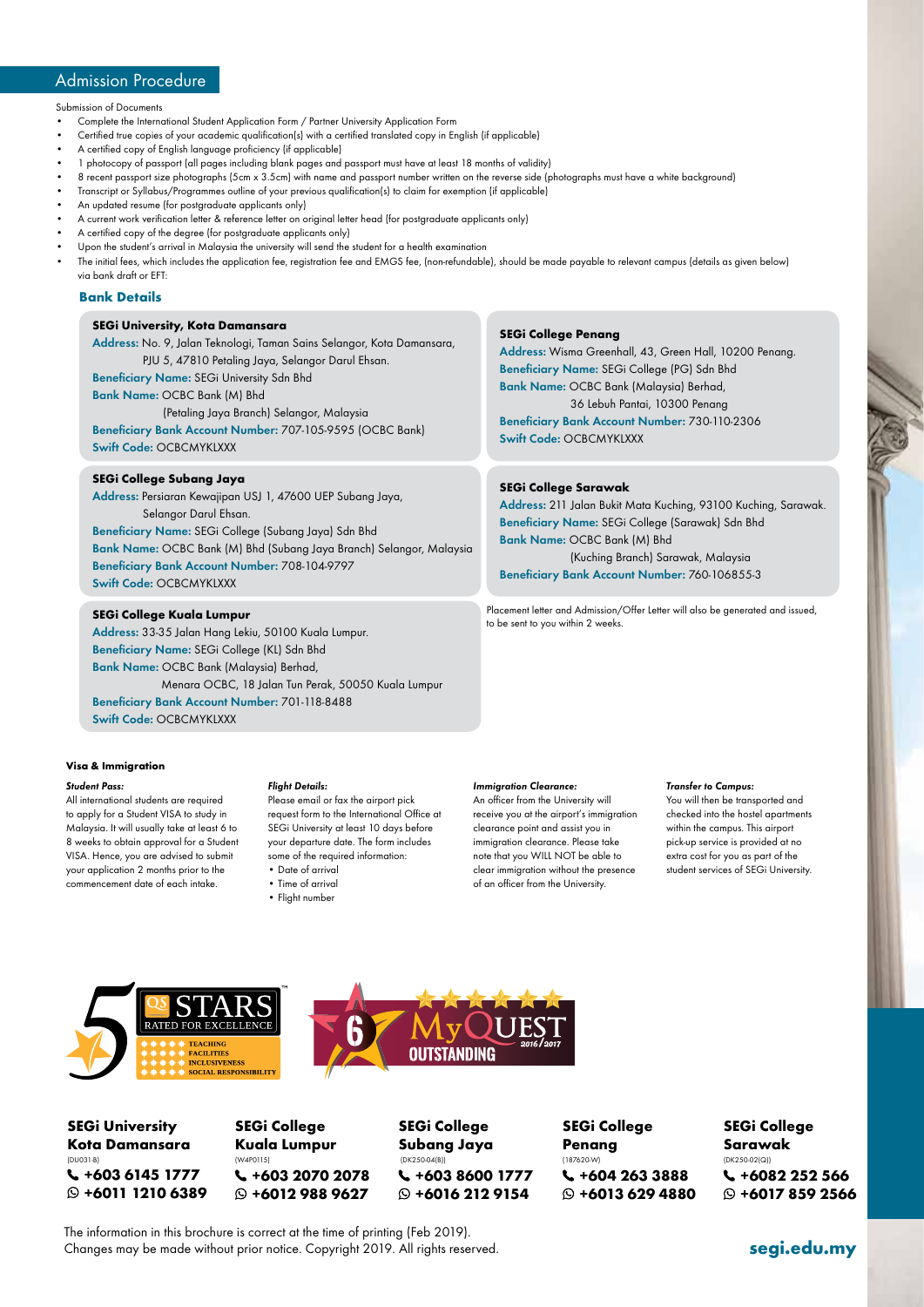## Admission Procedure

Submission of Documents

- Complete the International Student Application Form / Partner University Application Form
- Certified true copies of your academic qualification(s) with a certified translated copy in English (if applicable)
- A certified copy of English language proficiency (if applicable)
- 1 photocopy of passport (all pages including blank pages and passport must have at least 18 months of validity)
- 8 recent passport size photographs (5cm x 3.5cm) with name and passport number written on the reverse side (photographs must have a white background)
- Transcript or Syllabus/Programmes outline of your previous qualification(s) to claim for exemption (if applicable)
- An updated resume (for postgraduate applicants only)
- A current work verification letter & reference letter on original letter head (for postgraduate applicants only)
- A certified copy of the degree (for postgraduate applicants only)
- Upon the student's arrival in Malaysia the university will send the student for a health examination
- The initial fees, which includes the application fee, registration fee and EMGS fee, (non-refundable), should be made payable to relevant campus (details as given below) via bank draft or EFT:

### Bank Details

**SEGi University, Kota Damansara**
**Address:** No. 9, Jalan Teknologi, Taman Sains Selangor, Kota Damansara, PJU 5, 47810 Petaling Jaya, Selangor Darul Ehsan.
**Beneficiary Name:** SEGi University Sdn Bhd
**Bank Name:** OCBC Bank (M) Bhd (Petaling Jaya Branch) Selangor, Malaysia
**Beneficiary Bank Account Number:** 707-105-9595 (OCBC Bank)
**Swift Code:** OCBCMYKLXXX

**SEGi College Subang Jaya**
**Address:** Persiaran Kewajipan USJ 1, 47600 UEP Subang Jaya, Selangor Darul Ehsan.
**Beneficiary Name:** SEGi College (Subang Jaya) Sdn Bhd
**Bank Name:** OCBC Bank (M) Bhd (Subang Jaya Branch) Selangor, Malaysia
**Beneficiary Bank Account Number:** 708-104-9797
**Swift Code:** OCBCMYKLXXX

**SEGi College Kuala Lumpur**
**Address:** 33-35 Jalan Hang Lekiu, 50100 Kuala Lumpur.
**Beneficiary Name:** SEGi College (KL) Sdn Bhd
**Bank Name:** OCBC Bank (Malaysia) Berhad, Menara OCBC, 18 Jalan Tun Perak, 50050 Kuala Lumpur
**Beneficiary Bank Account Number:** 701-118-8488
**Swift Code:** OCBCMYKLXXX

**SEGi College Penang**
**Address:** Wisma Greenhall, 43, Green Hall, 10200 Penang.
**Beneficiary Name:** SEGi College (PG) Sdn Bhd
**Bank Name:** OCBC Bank (Malaysia) Berhad, 36 Lebuh Pantai, 10300 Penang
**Beneficiary Bank Account Number:** 730-110-2306
**Swift Code:** OCBCMYKLXXX

**SEGi College Sarawak**
**Address:** 211 Jalan Bukit Mata Kuching, 93100 Kuching, Sarawak.
**Beneficiary Name:** SEGi College (Sarawak) Sdn Bhd
**Bank Name:** OCBC Bank (M) Bhd (Kuching Branch) Sarawak, Malaysia
**Beneficiary Bank Account Number:** 760-106855-3

Placement letter and Admission/Offer Letter will also be generated and issued, to be sent to you within 2 weeks.

### Visa & Immigration

***Student Pass:***
All international students are required to apply for a Student VISA to study in Malaysia. It will usually take at least 6 to 8 weeks to obtain approval for a Student VISA. Hence, you are advised to submit your application 2 months prior to the commencement date of each intake.

***Flight Details:***
Please email or fax the airport pick request form to the International Office at SEGi University at least 10 days before your departure date. The form includes some of the required information:

- Date of arrival
- Time of arrival
- Flight number

***Immigration Clearance:***
An officer from the University will receive you at the airport's immigration clearance point and assist you in immigration clearance. Please take note that you WILL NOT be able to clear immigration without the presence of an officer from the University.

***Transfer to Campus:***
You will then be transported and checked into the hostel apartments within the campus. This airport pick-up service is provided at no extra cost for you as part of the student services of SEGi University.

QS STARS RATED FOR EXCELLENCE — TEACHING, FACILITIES, INCLUSIVENESS, SOCIAL RESPONSIBILITY

6 MyQUEST OUTSTANDING 2016/2017

**SEGi University Kota Damansara** (DU031-B)
+603 6145 1777
+6011 1210 6389

**SEGi College Kuala Lumpur** (W4P0115)
+603 2070 2078
+6012 988 9627

**SEGi College Subang Jaya** (DK250-04(B))
+603 8600 1777
+6016 212 9154

**SEGi College Penang** (187620-W)
+604 263 3888
+6013 629 4880

**SEGi College Sarawak** (DK250-02(Q))
+6082 252 566
+6017 859 2566

The information in this brochure is correct at the time of printing (Feb 2019). Changes may be made without prior notice. Copyright 2019. All rights reserved.

**segi.edu.my**